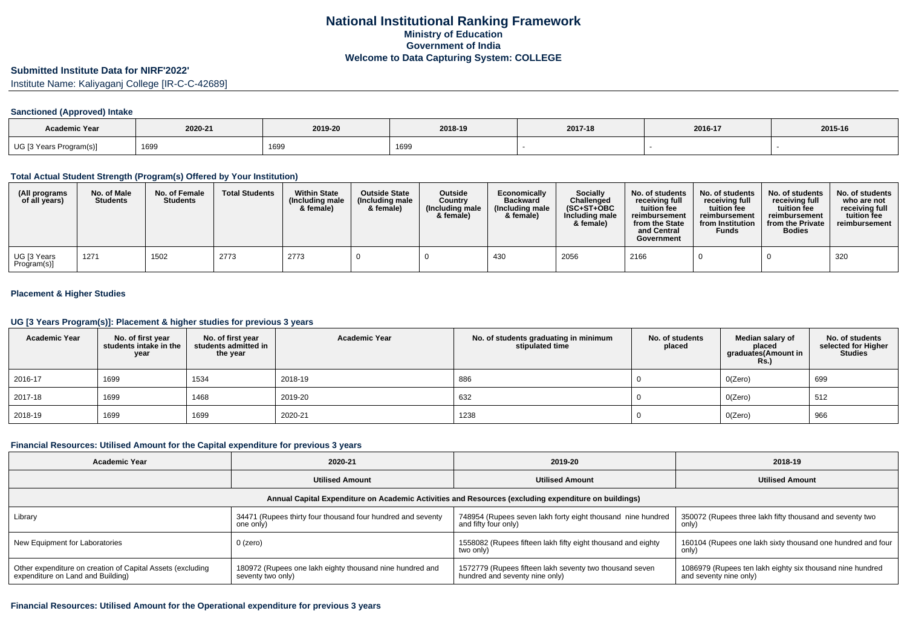# National Institutional Ranking Framework

## Ministry of Education
## Government of India
## Welcome to Data Capturing System: COLLEGE

### Submitted Institute Data for NIRF'2022'

Institute Name: Kaliyaganj College [IR-C-C-42689]

#### Sanctioned (Approved) Intake

| Academic Year | 2020-21 | 2019-20 | 2018-19 | 2017-18 | 2016-17 | 2015-16 |
|---|---|---|---|---|---|---|
| UG [3 Years Program(s)] | 1699 | 1699 | 1699 | - | - | - |

#### Total Actual Student Strength (Program(s) Offered by Your Institution)

| (All programs of all years) | No. of Male Students | No. of Female Students | Total Students | Within State (Including male & female) | Outside State (Including male & female) | Outside Country (Including male & female) | Economically Backward (Including male & female) | Socially Challenged (SC+ST+OBC Including male & female) | No. of students receiving full tuition fee reimbursement from the State and Central Government | No. of students receiving full tuition fee reimbursement from Institution Funds | No. of students receiving full tuition fee reimbursement from the Private Bodies | No. of students who are not receiving full tuition fee reimbursement |
|---|---|---|---|---|---|---|---|---|---|---|---|---|
| UG [3 Years Program(s)] | 1271 | 1502 | 2773 | 2773 | 0 | 0 | 430 | 2056 | 2166 | 0 | 0 | 320 |

#### Placement & Higher Studies

#### UG [3 Years Program(s)]: Placement & higher studies for previous 3 years

| Academic Year | No. of first year students intake in the year | No. of first year students admitted in the year | Academic Year | No. of students graduating in minimum stipulated time | No. of students placed | Median salary of placed graduates(Amount in Rs.) | No. of students selected for Higher Studies |
|---|---|---|---|---|---|---|---|
| 2016-17 | 1699 | 1534 | 2018-19 | 886 | 0 | 0(Zero) | 699 |
| 2017-18 | 1699 | 1468 | 2019-20 | 632 | 0 | 0(Zero) | 512 |
| 2018-19 | 1699 | 1699 | 2020-21 | 1238 | 0 | 0(Zero) | 966 |

#### Financial Resources: Utilised Amount for the Capital expenditure for previous 3 years

| Academic Year | 2020-21 | 2019-20 | 2018-19 |
|---|---|---|---|
| | Utilised Amount | Utilised Amount | Utilised Amount |
| Annual Capital Expenditure on Academic Activities and Resources (excluding expenditure on buildings) | | | |
| Library | 34471 (Rupees thirty four thousand four hundred and seventy one only) | 748954 (Rupees seven lakh forty eight thousand nine hundred and fifty four only) | 350072 (Rupees three lakh fifty thousand and seventy two only) |
| New Equipment for Laboratories | 0 (zero) | 1558082 (Rupees fifteen lakh fifty eight thousand and eighty two only) | 160104 (Rupees one lakh sixty thousand one hundred and four only) |
| Other expenditure on creation of Capital Assets (excluding expenditure on Land and Building) | 180972 (Rupees one lakh eighty thousand nine hundred and seventy two only) | 1572779 (Rupees fifteen lakh seventy two thousand seven hundred and seventy nine only) | 1086979 (Rupees ten lakh eighty six thousand nine hundred and seventy nine only) |

#### Financial Resources: Utilised Amount for the Operational expenditure for previous 3 years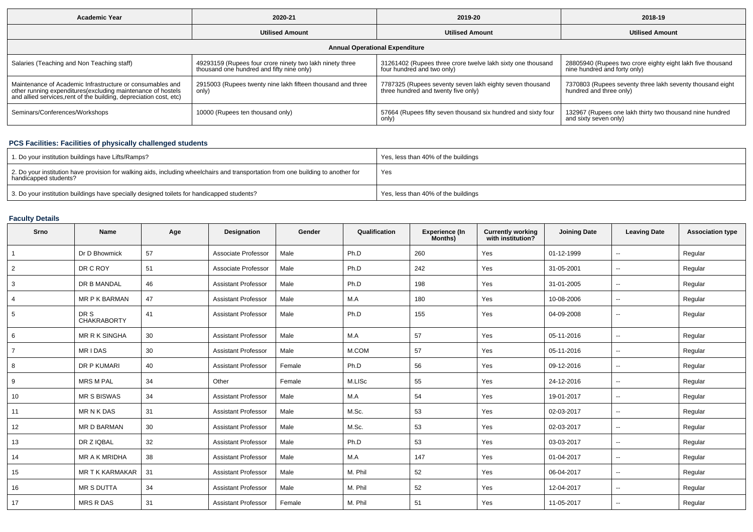| Academic Year | 2020-21 | 2019-20 | 2018-19 |
|---|---|---|---|
| | Utilised Amount | Utilised Amount | Utilised Amount |
| Annual Operational Expenditure | | | |
| Salaries (Teaching and Non Teaching staff) | 49293159 (Rupees four crore ninety two lakh ninety three thousand one hundred and fifty nine only) | 31261402 (Rupees three crore twelve lakh sixty one thousand four hundred and two only) | 28805940 (Rupees two crore eighty eight lakh five thousand nine hundred and forty only) |
| Maintenance of Academic Infrastructure or consumables and other running expenditures(excluding maintenance of hostels and allied services,rent of the building, depreciation cost, etc) | 2915003 (Rupees twenty nine lakh fifteen thousand and three only) | 7787325 (Rupees seventy seven lakh eighty seven thousand three hundred and twenty five only) | 7370803 (Rupees seventy three lakh seventy thousand eight hundred and three only) |
| Seminars/Conferences/Workshops | 10000 (Rupees ten thousand only) | 57664 (Rupees fifty seven thousand six hundred and sixty four only) | 132967 (Rupees one lakh thirty two thousand nine hundred and sixty seven only) |

## PCS Facilities: Facilities of physically challenged students

| | |
|---|---|
| 1. Do your institution buildings have Lifts/Ramps? | Yes, less than 40% of the buildings |
| 2. Do your institution have provision for walking aids, including wheelchairs and transportation from one building to another for handicapped students? | Yes |
| 3. Do your institution buildings have specially designed toilets for handicapped students? | Yes, less than 40% of the buildings |

## Faculty Details

| Srno | Name | Age | Designation | Gender | Qualification | Experience (In Months) | Currently working with institution? | Joining Date | Leaving Date | Association type |
|---|---|---|---|---|---|---|---|---|---|---|
| 1 | Dr D Bhowmick | 57 | Associate Professor | Male | Ph.D | 260 | Yes | 01-12-1999 | -- | Regular |
| 2 | DR C ROY | 51 | Associate Professor | Male | Ph.D | 242 | Yes | 31-05-2001 | -- | Regular |
| 3 | DR B MANDAL | 46 | Assistant Professor | Male | Ph.D | 198 | Yes | 31-01-2005 | -- | Regular |
| 4 | MR P K BARMAN | 47 | Assistant Professor | Male | M.A | 180 | Yes | 10-08-2006 | -- | Regular |
| 5 | DR S CHAKRABORTY | 41 | Assistant Professor | Male | Ph.D | 155 | Yes | 04-09-2008 | -- | Regular |
| 6 | MR R K SINGHA | 30 | Assistant Professor | Male | M.A | 57 | Yes | 05-11-2016 | -- | Regular |
| 7 | MR I DAS | 30 | Assistant Professor | Male | M.COM | 57 | Yes | 05-11-2016 | -- | Regular |
| 8 | DR P KUMARI | 40 | Assistant Professor | Female | Ph.D | 56 | Yes | 09-12-2016 | -- | Regular |
| 9 | MRS M PAL | 34 | Other | Female | M.LISc | 55 | Yes | 24-12-2016 | -- | Regular |
| 10 | MR S BISWAS | 34 | Assistant Professor | Male | M.A | 54 | Yes | 19-01-2017 | -- | Regular |
| 11 | MR N K DAS | 31 | Assistant Professor | Male | M.Sc. | 53 | Yes | 02-03-2017 | -- | Regular |
| 12 | MR D BARMAN | 30 | Assistant Professor | Male | M.Sc. | 53 | Yes | 02-03-2017 | -- | Regular |
| 13 | DR Z IQBAL | 32 | Assistant Professor | Male | Ph.D | 53 | Yes | 03-03-2017 | -- | Regular |
| 14 | MR A K MRIDHA | 38 | Assistant Professor | Male | M.A | 147 | Yes | 01-04-2017 | -- | Regular |
| 15 | MR T K KARMAKAR | 31 | Assistant Professor | Male | M. Phil | 52 | Yes | 06-04-2017 | -- | Regular |
| 16 | MR S DUTTA | 34 | Assistant Professor | Male | M. Phil | 52 | Yes | 12-04-2017 | -- | Regular |
| 17 | MRS R DAS | 31 | Assistant Professor | Female | M. Phil | 51 | Yes | 11-05-2017 | -- | Regular |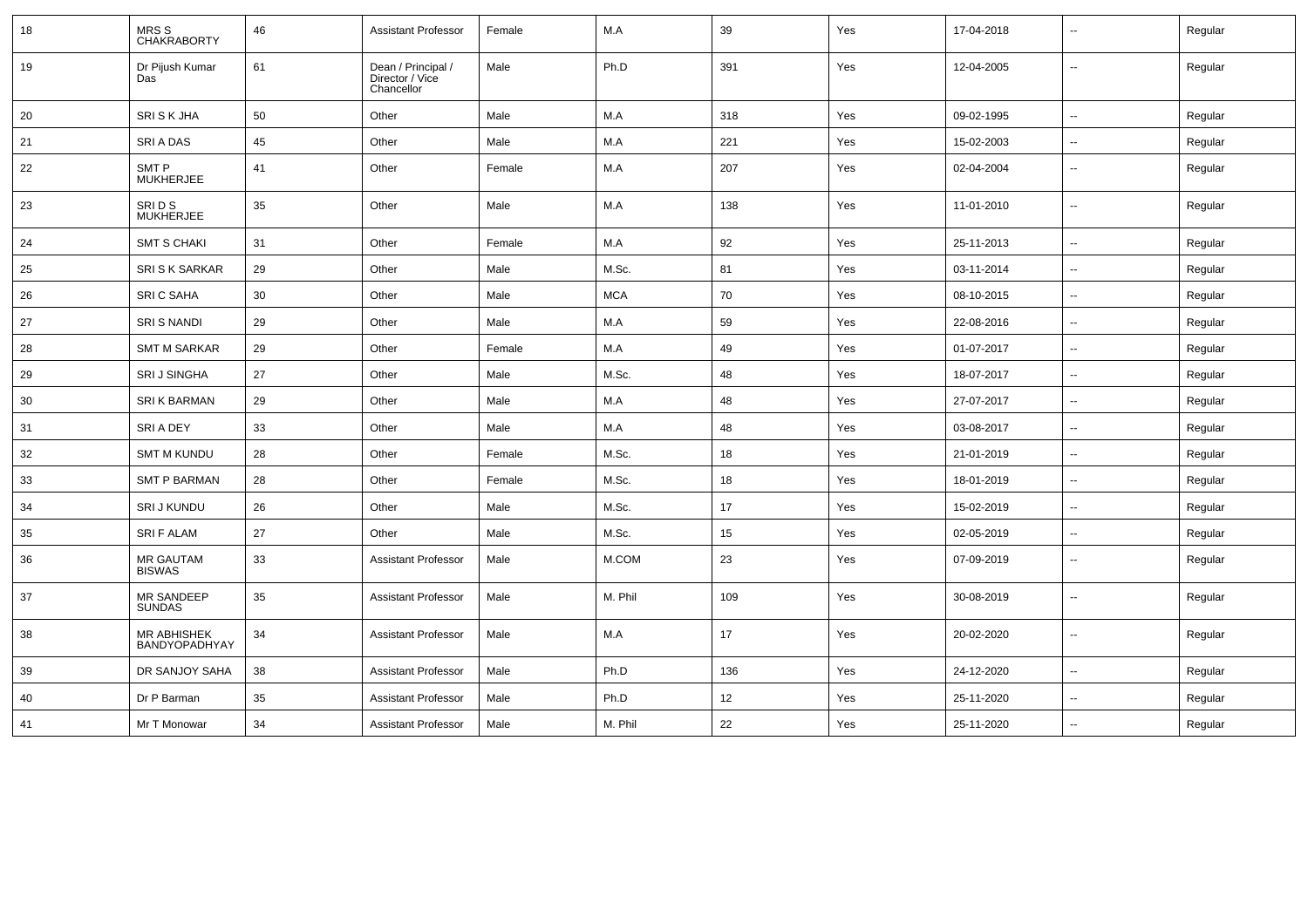| | | | | | | | | | | |
|---|---|---|---|---|---|---|---|---|---|---|
| 18 | MRS S CHAKRABORTY | 46 | Assistant Professor | Female | M.A | 39 | Yes | 17-04-2018 | -- | Regular |
| 19 | Dr Pijush Kumar Das | 61 | Dean / Principal / Director / Vice Chancellor | Male | Ph.D | 391 | Yes | 12-04-2005 | -- | Regular |
| 20 | SRI S K JHA | 50 | Other | Male | M.A | 318 | Yes | 09-02-1995 | -- | Regular |
| 21 | SRI A DAS | 45 | Other | Male | M.A | 221 | Yes | 15-02-2003 | -- | Regular |
| 22 | SMT P MUKHERJEE | 41 | Other | Female | M.A | 207 | Yes | 02-04-2004 | -- | Regular |
| 23 | SRI D S MUKHERJEE | 35 | Other | Male | M.A | 138 | Yes | 11-01-2010 | -- | Regular |
| 24 | SMT S CHAKI | 31 | Other | Female | M.A | 92 | Yes | 25-11-2013 | -- | Regular |
| 25 | SRI S K SARKAR | 29 | Other | Male | M.Sc. | 81 | Yes | 03-11-2014 | -- | Regular |
| 26 | SRI C SAHA | 30 | Other | Male | MCA | 70 | Yes | 08-10-2015 | -- | Regular |
| 27 | SRI S NANDI | 29 | Other | Male | M.A | 59 | Yes | 22-08-2016 | -- | Regular |
| 28 | SMT M SARKAR | 29 | Other | Female | M.A | 49 | Yes | 01-07-2017 | -- | Regular |
| 29 | SRI J SINGHA | 27 | Other | Male | M.Sc. | 48 | Yes | 18-07-2017 | -- | Regular |
| 30 | SRI K BARMAN | 29 | Other | Male | M.A | 48 | Yes | 27-07-2017 | -- | Regular |
| 31 | SRI A DEY | 33 | Other | Male | M.A | 48 | Yes | 03-08-2017 | -- | Regular |
| 32 | SMT M KUNDU | 28 | Other | Female | M.Sc. | 18 | Yes | 21-01-2019 | -- | Regular |
| 33 | SMT P BARMAN | 28 | Other | Female | M.Sc. | 18 | Yes | 18-01-2019 | -- | Regular |
| 34 | SRI J KUNDU | 26 | Other | Male | M.Sc. | 17 | Yes | 15-02-2019 | -- | Regular |
| 35 | SRI F ALAM | 27 | Other | Male | M.Sc. | 15 | Yes | 02-05-2019 | -- | Regular |
| 36 | MR GAUTAM BISWAS | 33 | Assistant Professor | Male | M.COM | 23 | Yes | 07-09-2019 | -- | Regular |
| 37 | MR SANDEEP SUNDAS | 35 | Assistant Professor | Male | M. Phil | 109 | Yes | 30-08-2019 | -- | Regular |
| 38 | MR ABHISHEK BANDYOPADHYAY | 34 | Assistant Professor | Male | M.A | 17 | Yes | 20-02-2020 | -- | Regular |
| 39 | DR SANJOY SAHA | 38 | Assistant Professor | Male | Ph.D | 136 | Yes | 24-12-2020 | -- | Regular |
| 40 | Dr P Barman | 35 | Assistant Professor | Male | Ph.D | 12 | Yes | 25-11-2020 | -- | Regular |
| 41 | Mr T Monowar | 34 | Assistant Professor | Male | M. Phil | 22 | Yes | 25-11-2020 | -- | Regular |